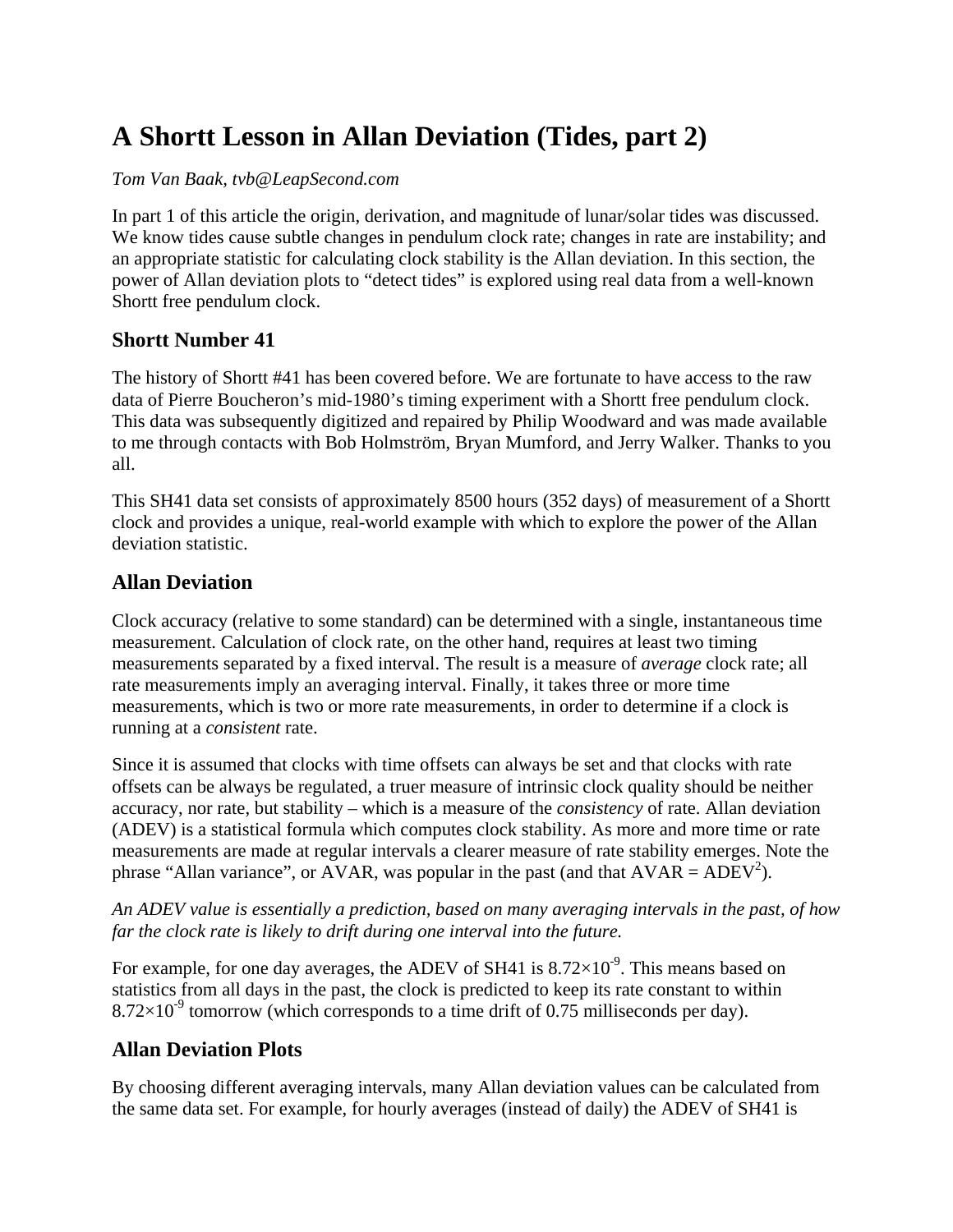# A Shortt Lesson in Allan Deviation (Tides, part 2)

*Tom Van Baak, tvb@LeapSecond.com*

In part 1 of this article the origin, derivation, and magnitude of lunar/solar tides was discussed. We know tides cause subtle changes in pendulum clock rate; changes in rate are instability; and an appropriate statistic for calculating clock stability is the Allan deviation. In this section, the power of Allan deviation plots to "detect tides" is explored using real data from a well-known Shortt free pendulum clock.

## Shortt Number 41

The history of Shortt #41 has been covered before. We are fortunate to have access to the raw data of Pierre Boucheron's mid-1980's timing experiment with a Shortt free pendulum clock. This data was subsequently digitized and repaired by Philip Woodward and was made available to me through contacts with Bob Holmström, Bryan Mumford, and Jerry Walker. Thanks to you all.

This SH41 data set consists of approximately 8500 hours (352 days) of measurement of a Shortt clock and provides a unique, real-world example with which to explore the power of the Allan deviation statistic.

## Allan Deviation

Clock accuracy (relative to some standard) can be determined with a single, instantaneous time measurement. Calculation of clock rate, on the other hand, requires at least two timing measurements separated by a fixed interval. The result is a measure of *average* clock rate; all rate measurements imply an averaging interval. Finally, it takes three or more time measurements, which is two or more rate measurements, in order to determine if a clock is running at a *consistent* rate.

Since it is assumed that clocks with time offsets can always be set and that clocks with rate offsets can be always be regulated, a truer measure of intrinsic clock quality should be neither accuracy, nor rate, but stability – which is a measure of the *consistency* of rate. Allan deviation (ADEV) is a statistical formula which computes clock stability. As more and more time or rate measurements are made at regular intervals a clearer measure of rate stability emerges. Note the phrase "Allan variance", or AVAR, was popular in the past (and that AVAR = ADEV$^2$).

*An ADEV value is essentially a prediction, based on many averaging intervals in the past, of how far the clock rate is likely to drift during one interval into the future.*

For example, for one day averages, the ADEV of SH41 is $8.72 \times 10^{-9}$. This means based on statistics from all days in the past, the clock is predicted to keep its rate constant to within $8.72 \times 10^{-9}$ tomorrow (which corresponds to a time drift of 0.75 milliseconds per day).

## Allan Deviation Plots

By choosing different averaging intervals, many Allan deviation values can be calculated from the same data set. For example, for hourly averages (instead of daily) the ADEV of SH41 is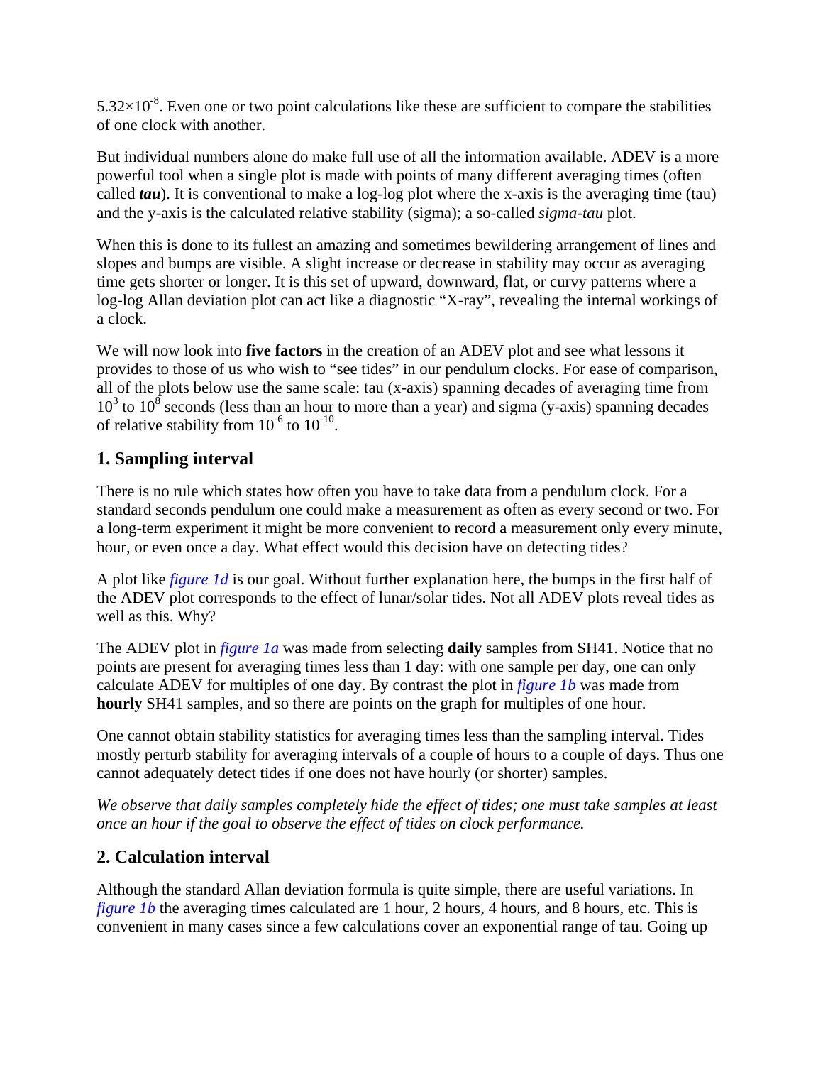$5.32 \times 10^{-8}$. Even one or two point calculations like these are sufficient to compare the stabilities of one clock with another.

But individual numbers alone do make full use of all the information available. ADEV is a more powerful tool when a single plot is made with points of many different averaging times (often called ***tau***). It is conventional to make a log-log plot where the x-axis is the averaging time (tau) and the y-axis is the calculated relative stability (sigma); a so-called *sigma-tau* plot.

When this is done to its fullest an amazing and sometimes bewildering arrangement of lines and slopes and bumps are visible. A slight increase or decrease in stability may occur as averaging time gets shorter or longer. It is this set of upward, downward, flat, or curvy patterns where a log-log Allan deviation plot can act like a diagnostic "X-ray", revealing the internal workings of a clock.

We will now look into **five factors** in the creation of an ADEV plot and see what lessons it provides to those of us who wish to "see tides" in our pendulum clocks. For ease of comparison, all of the plots below use the same scale: tau (x-axis) spanning decades of averaging time from $10^3$ to $10^8$ seconds (less than an hour to more than a year) and sigma (y-axis) spanning decades of relative stability from $10^{-6}$ to $10^{-10}$.

## 1. Sampling interval

There is no rule which states how often you have to take data from a pendulum clock. For a standard seconds pendulum one could make a measurement as often as every second or two. For a long-term experiment it might be more convenient to record a measurement only every minute, hour, or even once a day. What effect would this decision have on detecting tides?

A plot like *figure 1d* is our goal. Without further explanation here, the bumps in the first half of the ADEV plot corresponds to the effect of lunar/solar tides. Not all ADEV plots reveal tides as well as this. Why?

The ADEV plot in *figure 1a* was made from selecting **daily** samples from SH41. Notice that no points are present for averaging times less than 1 day: with one sample per day, one can only calculate ADEV for multiples of one day. By contrast the plot in *figure 1b* was made from **hourly** SH41 samples, and so there are points on the graph for multiples of one hour.

One cannot obtain stability statistics for averaging times less than the sampling interval. Tides mostly perturb stability for averaging intervals of a couple of hours to a couple of days. Thus one cannot adequately detect tides if one does not have hourly (or shorter) samples.

*We observe that daily samples completely hide the effect of tides; one must take samples at least once an hour if the goal to observe the effect of tides on clock performance.*

## 2. Calculation interval

Although the standard Allan deviation formula is quite simple, there are useful variations. In *figure 1b* the averaging times calculated are 1 hour, 2 hours, 4 hours, and 8 hours, etc. This is convenient in many cases since a few calculations cover an exponential range of tau. Going up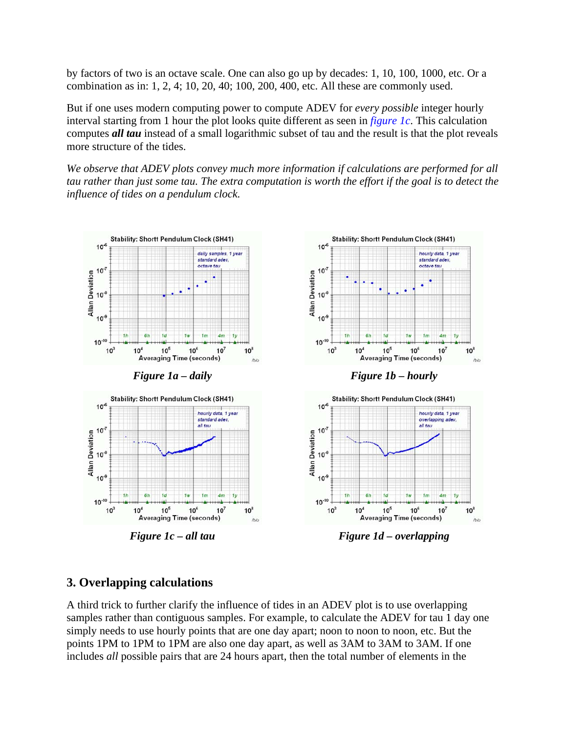by factors of two is an octave scale. One can also go up by decades: 1, 10, 100, 1000, etc. Or a combination as in: 1, 2, 4; 10, 20, 40; 100, 200, 400, etc. All these are commonly used.

But if one uses modern computing power to compute ADEV for *every possible* integer hourly interval starting from 1 hour the plot looks quite different as seen in *figure 1c*. This calculation computes ***all tau*** instead of a small logarithmic subset of tau and the result is that the plot reveals more structure of the tides.

*We observe that ADEV plots convey much more information if calculations are performed for all tau rather than just some tau. The extra computation is worth the effort if the goal is to detect the influence of tides on a pendulum clock.*

***Figure 1a – daily***

***Figure 1b – hourly***

***Figure 1c – all tau***

***Figure 1d – overlapping***

## 3. Overlapping calculations

A third trick to further clarify the influence of tides in an ADEV plot is to use overlapping samples rather than contiguous samples. For example, to calculate the ADEV for tau 1 day one simply needs to use hourly points that are one day apart; noon to noon to noon, etc. But the points 1PM to 1PM to 1PM are also one day apart, as well as 3AM to 3AM to 3AM. If one includes *all* possible pairs that are 24 hours apart, then the total number of elements in the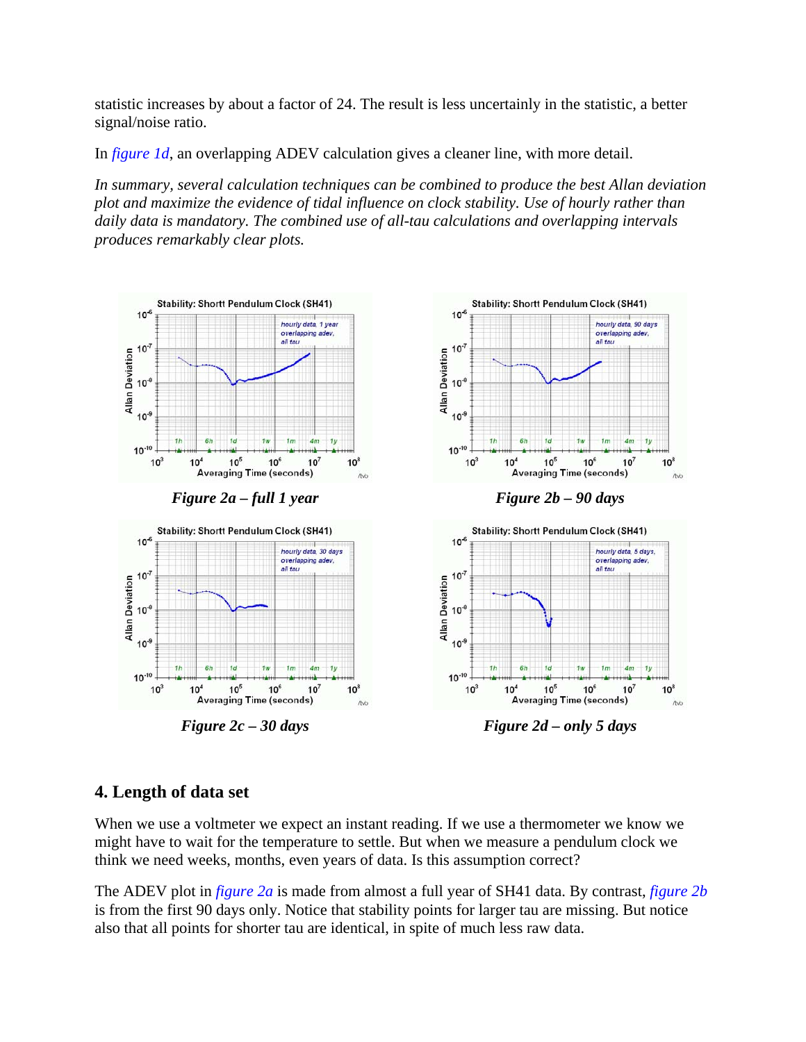statistic increases by about a factor of 24. The result is less uncertainly in the statistic, a better signal/noise ratio.

In *figure 1d*, an overlapping ADEV calculation gives a cleaner line, with more detail.

*In summary, several calculation techniques can be combined to produce the best Allan deviation plot and maximize the evidence of tidal influence on clock stability. Use of hourly rather than daily data is mandatory. The combined use of all-tau calculations and overlapping intervals produces remarkably clear plots.*

***Figure 2a – full 1 year***

***Figure 2b – 90 days***

***Figure 2c – 30 days***

***Figure 2d – only 5 days***

## 4. Length of data set

When we use a voltmeter we expect an instant reading. If we use a thermometer we know we might have to wait for the temperature to settle. But when we measure a pendulum clock we think we need weeks, months, even years of data. Is this assumption correct?

The ADEV plot in *figure 2a* is made from almost a full year of SH41 data. By contrast, *figure 2b* is from the first 90 days only. Notice that stability points for larger tau are missing. But notice also that all points for shorter tau are identical, in spite of much less raw data.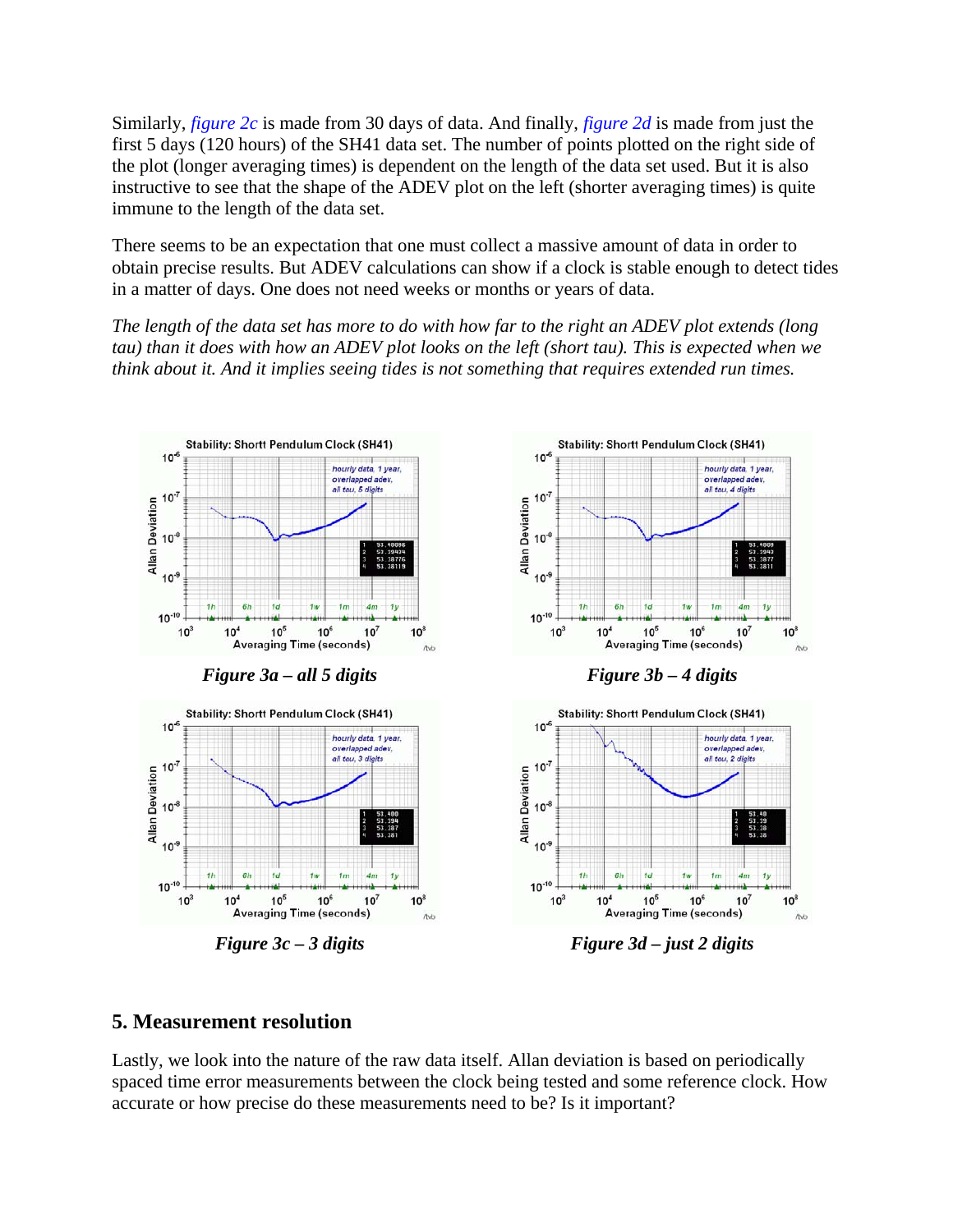Similarly, *figure 2c* is made from 30 days of data. And finally, *figure 2d* is made from just the first 5 days (120 hours) of the SH41 data set. The number of points plotted on the right side of the plot (longer averaging times) is dependent on the length of the data set used. But it is also instructive to see that the shape of the ADEV plot on the left (shorter averaging times) is quite immune to the length of the data set.

There seems to be an expectation that one must collect a massive amount of data in order to obtain precise results. But ADEV calculations can show if a clock is stable enough to detect tides in a matter of days. One does not need weeks or months or years of data.

*The length of the data set has more to do with how far to the right an ADEV plot extends (long tau) than it does with how an ADEV plot looks on the left (short tau). This is expected when we think about it. And it implies seeing tides is not something that requires extended run times.*

***Figure 3a – all 5 digits***

***Figure 3b – 4 digits***

***Figure 3c – 3 digits***

***Figure 3d – just 2 digits***

## 5. Measurement resolution

Lastly, we look into the nature of the raw data itself. Allan deviation is based on periodically spaced time error measurements between the clock being tested and some reference clock. How accurate or how precise do these measurements need to be? Is it important?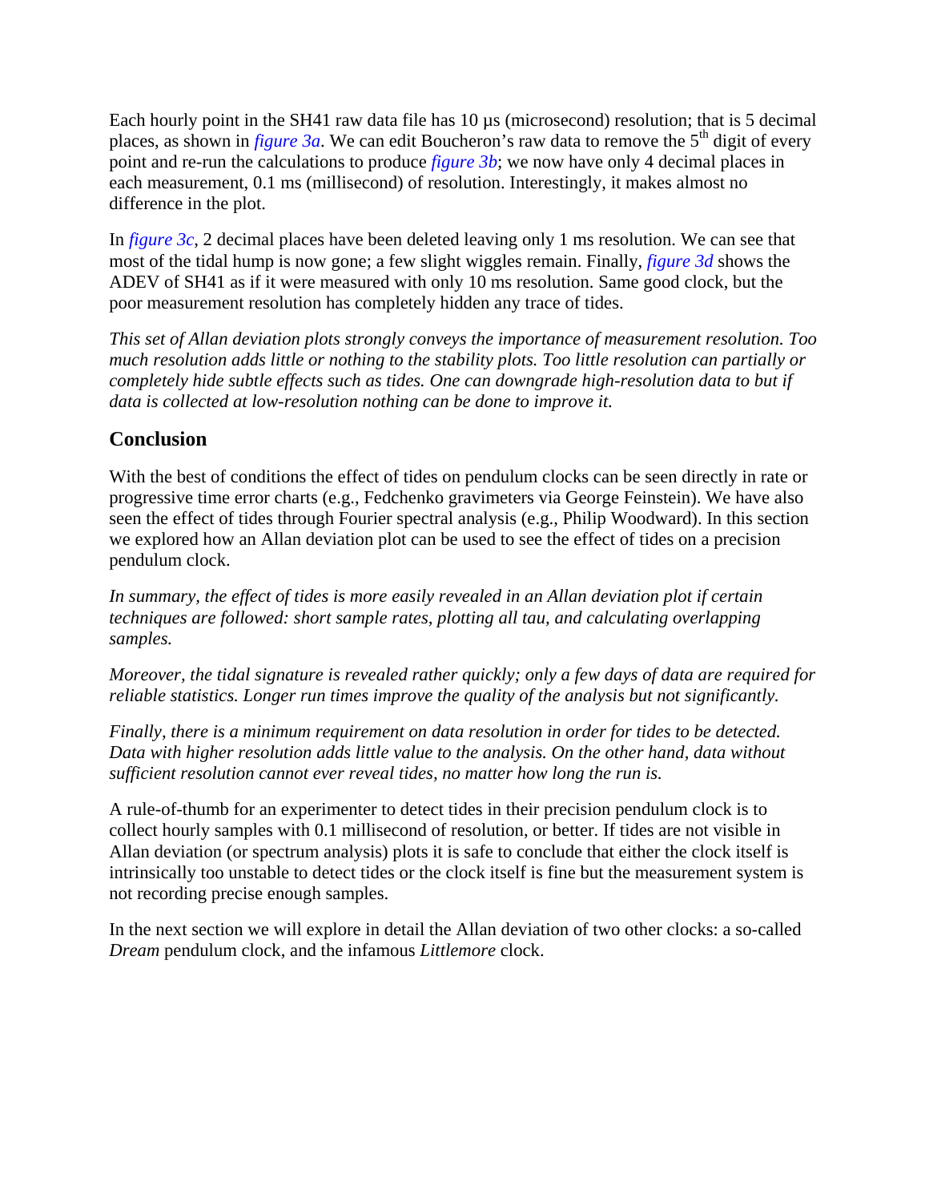Each hourly point in the SH41 raw data file has 10 µs (microsecond) resolution; that is 5 decimal places, as shown in *figure 3a*. We can edit Boucheron's raw data to remove the 5th digit of every point and re-run the calculations to produce *figure 3b*; we now have only 4 decimal places in each measurement, 0.1 ms (millisecond) of resolution. Interestingly, it makes almost no difference in the plot.

In *figure 3c*, 2 decimal places have been deleted leaving only 1 ms resolution. We can see that most of the tidal hump is now gone; a few slight wiggles remain. Finally, *figure 3d* shows the ADEV of SH41 as if it were measured with only 10 ms resolution. Same good clock, but the poor measurement resolution has completely hidden any trace of tides.

*This set of Allan deviation plots strongly conveys the importance of measurement resolution. Too much resolution adds little or nothing to the stability plots. Too little resolution can partially or completely hide subtle effects such as tides. One can downgrade high-resolution data to but if data is collected at low-resolution nothing can be done to improve it.*

## Conclusion

With the best of conditions the effect of tides on pendulum clocks can be seen directly in rate or progressive time error charts (e.g., Fedchenko gravimeters via George Feinstein). We have also seen the effect of tides through Fourier spectral analysis (e.g., Philip Woodward). In this section we explored how an Allan deviation plot can be used to see the effect of tides on a precision pendulum clock.

*In summary, the effect of tides is more easily revealed in an Allan deviation plot if certain techniques are followed: short sample rates, plotting all tau, and calculating overlapping samples.*

*Moreover, the tidal signature is revealed rather quickly; only a few days of data are required for reliable statistics. Longer run times improve the quality of the analysis but not significantly.*

*Finally, there is a minimum requirement on data resolution in order for tides to be detected. Data with higher resolution adds little value to the analysis. On the other hand, data without sufficient resolution cannot ever reveal tides, no matter how long the run is.*

A rule-of-thumb for an experimenter to detect tides in their precision pendulum clock is to collect hourly samples with 0.1 millisecond of resolution, or better. If tides are not visible in Allan deviation (or spectrum analysis) plots it is safe to conclude that either the clock itself is intrinsically too unstable to detect tides or the clock itself is fine but the measurement system is not recording precise enough samples.

In the next section we will explore in detail the Allan deviation of two other clocks: a so-called *Dream* pendulum clock, and the infamous *Littlemore* clock.